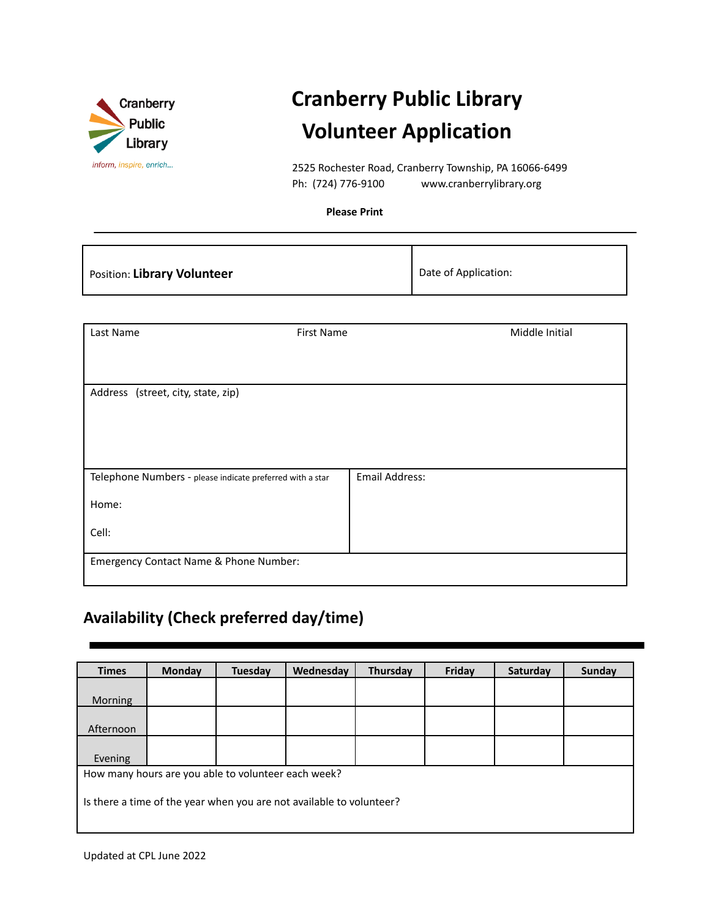Cranberry Public Library

*inform, inspire, enrich...*

# Cranberry Public Library Volunteer Application

2525 Rochester Road, Cranberry Township, PA 16066-6499

Ph: (724) 776-9100 www.cranberrylibrary.org

**Please Print**

---

| Position: **Library Volunteer** | Date of Application: |
|---|---|

| Last Name | First Name | Middle Initial |
|---|---|---|
| Address (street, city, state, zip) | | |
| Telephone Numbers - please indicate preferred with a star<br><br>Home:<br><br>Cell: | Email Address: | |
| Emergency Contact Name & Phone Number: | | |

## Availability (Check preferred day/time)

| Times | Monday | Tuesday | Wednesday | Thursday | Friday | Saturday | Sunday |
|---|---|---|---|---|---|---|---|
| Morning | | | | | | | |
| Afternoon | | | | | | | |
| Evening | | | | | | | |

How many hours are you able to volunteer each week?

Is there a time of the year when you are not available to volunteer?

Updated at CPL June 2022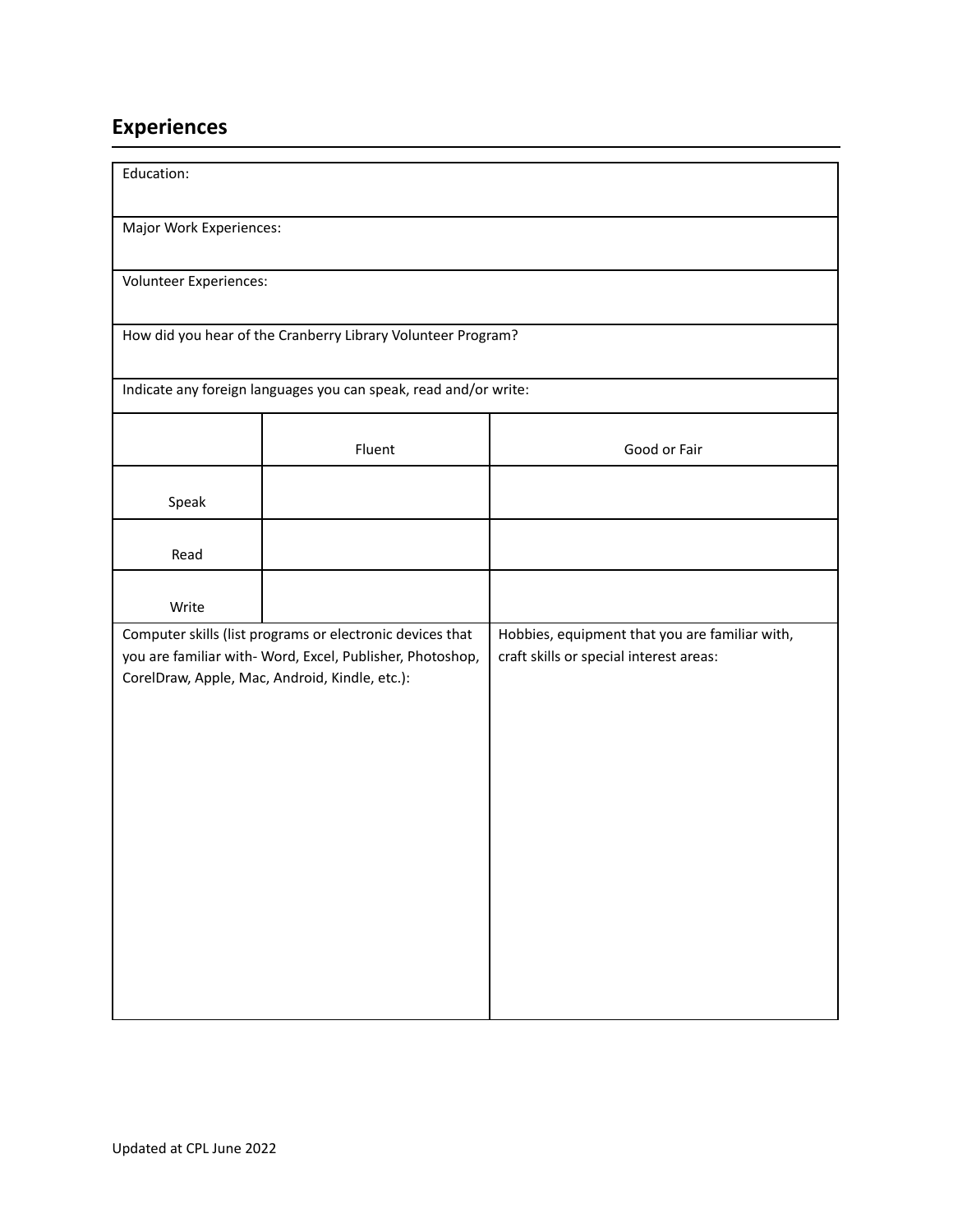## Experiences

Education:

Major Work Experiences:

Volunteer Experiences:

How did you hear of the Cranberry Library Volunteer Program?

Indicate any foreign languages you can speak, read and/or write:

| | Fluent | Good or Fair |
|---|---|---|
| Speak | | |
| Read | | |
| Write | | |

| Computer skills (list programs or electronic devices that you are familiar with- Word, Excel, Publisher, Photoshop, CorelDraw, Apple, Mac, Android, Kindle, etc.): | Hobbies, equipment that you are familiar with, craft skills or special interest areas: |
|---|---|
| | |

Updated at CPL June 2022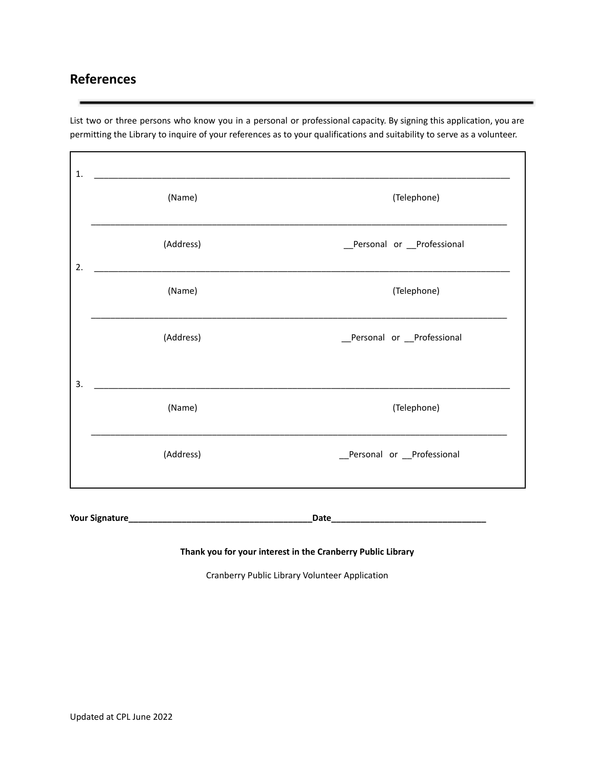## References

List two or three persons who know you in a personal or professional capacity. By signing this application, you are permitting the Library to inquire of your references as to your qualifications and suitability to serve as a volunteer.

1. ______________________________________________________________________________

(Name) (Telephone)

______________________________________________________________________________

(Address) __Personal or __Professional

2. ______________________________________________________________________________

(Name) (Telephone)

______________________________________________________________________________

(Address) __Personal or __Professional

3. ______________________________________________________________________________

(Name) (Telephone)

______________________________________________________________________________

(Address) __Personal or __Professional

**Your Signature______________________________________Date________________________________**

**Thank you for your interest in the Cranberry Public Library**

Cranberry Public Library Volunteer Application

Updated at CPL June 2022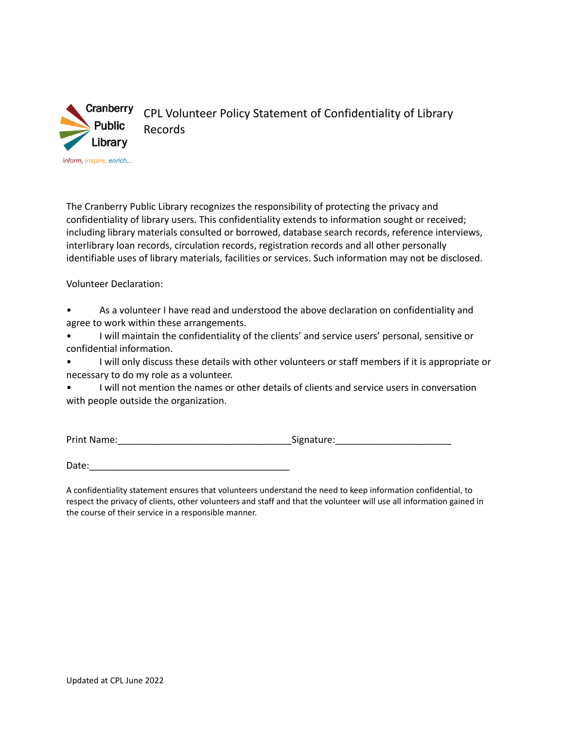Cranberry Public Library

*inform, inspire, enrich...*

# CPL Volunteer Policy Statement of Confidentiality of Library Records

The Cranberry Public Library recognizes the responsibility of protecting the privacy and confidentiality of library users. This confidentiality extends to information sought or received; including library materials consulted or borrowed, database search records, reference interviews, interlibrary loan records, circulation records, registration records and all other personally identifiable uses of library materials, facilities or services. Such information may not be disclosed.

Volunteer Declaration:

- As a volunteer I have read and understood the above declaration on confidentiality and agree to work within these arrangements.
- I will maintain the confidentiality of the clients' and service users' personal, sensitive or confidential information.
- I will only discuss these details with other volunteers or staff members if it is appropriate or necessary to do my role as a volunteer.
- I will not mention the names or other details of clients and service users in conversation with people outside the organization.

Print Name:________________________________ Signature:______________________

Date:______________________________________

A confidentiality statement ensures that volunteers understand the need to keep information confidential, to respect the privacy of clients, other volunteers and staff and that the volunteer will use all information gained in the course of their service in a responsible manner.

Updated at CPL June 2022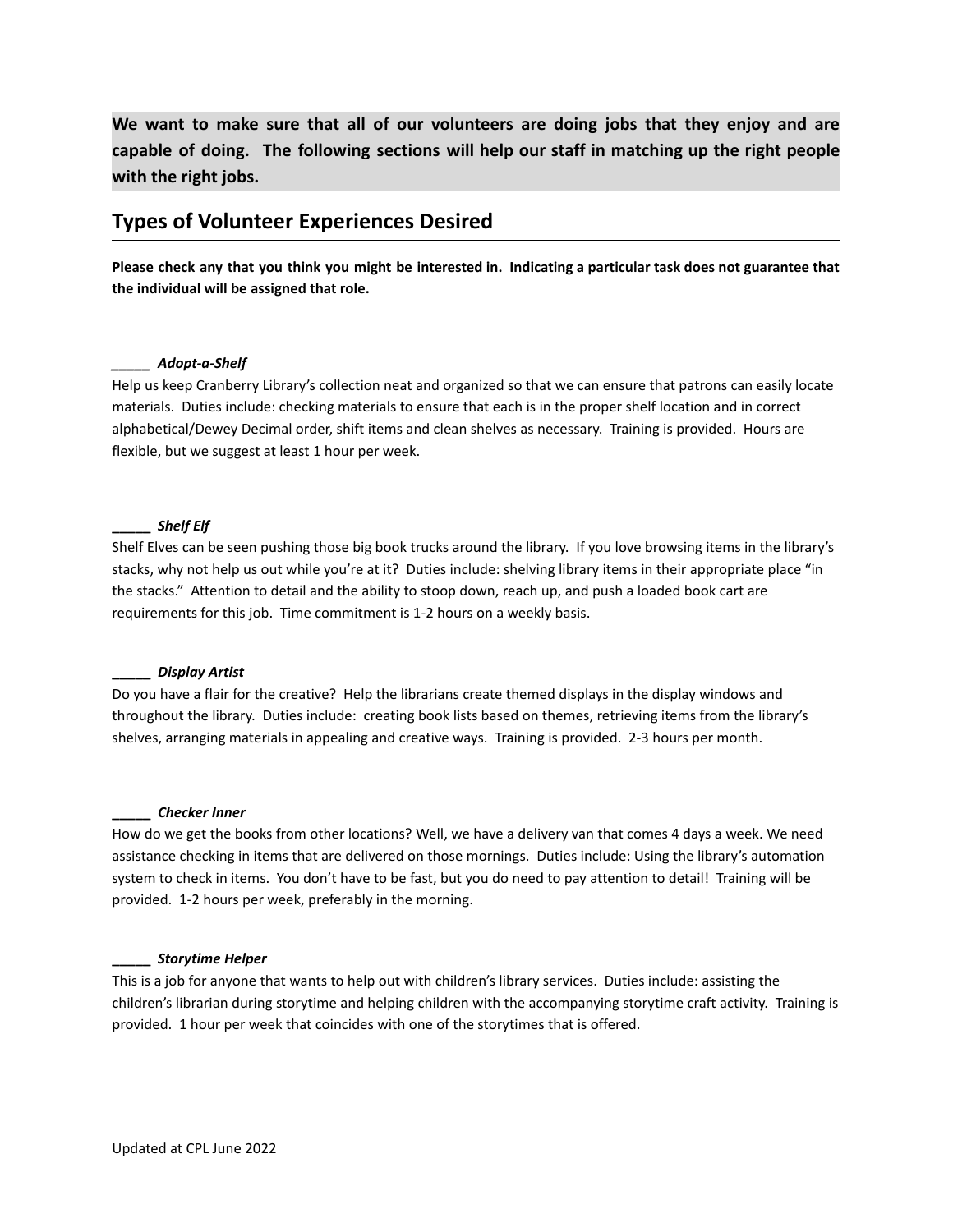**We want to make sure that all of our volunteers are doing jobs that they enjoy and are capable of doing. The following sections will help our staff in matching up the right people with the right jobs.**

## Types of Volunteer Experiences Desired

**Please check any that you think you might be interested in. Indicating a particular task does not guarantee that the individual will be assigned that role.**

_____ ***Adopt-a-Shelf***
Help us keep Cranberry Library's collection neat and organized so that we can ensure that patrons can easily locate materials. Duties include: checking materials to ensure that each is in the proper shelf location and in correct alphabetical/Dewey Decimal order, shift items and clean shelves as necessary. Training is provided. Hours are flexible, but we suggest at least 1 hour per week.

_____ ***Shelf Elf***
Shelf Elves can be seen pushing those big book trucks around the library. If you love browsing items in the library's stacks, why not help us out while you're at it? Duties include: shelving library items in their appropriate place "in the stacks." Attention to detail and the ability to stoop down, reach up, and push a loaded book cart are requirements for this job. Time commitment is 1-2 hours on a weekly basis.

_____ ***Display Artist***
Do you have a flair for the creative? Help the librarians create themed displays in the display windows and throughout the library. Duties include: creating book lists based on themes, retrieving items from the library's shelves, arranging materials in appealing and creative ways. Training is provided. 2-3 hours per month.

_____ ***Checker Inner***
How do we get the books from other locations? Well, we have a delivery van that comes 4 days a week. We need assistance checking in items that are delivered on those mornings. Duties include: Using the library's automation system to check in items. You don't have to be fast, but you do need to pay attention to detail! Training will be provided. 1-2 hours per week, preferably in the morning.

_____ ***Storytime Helper***
This is a job for anyone that wants to help out with children's library services. Duties include: assisting the children's librarian during storytime and helping children with the accompanying storytime craft activity. Training is provided. 1 hour per week that coincides with one of the storytimes that is offered.

Updated at CPL June 2022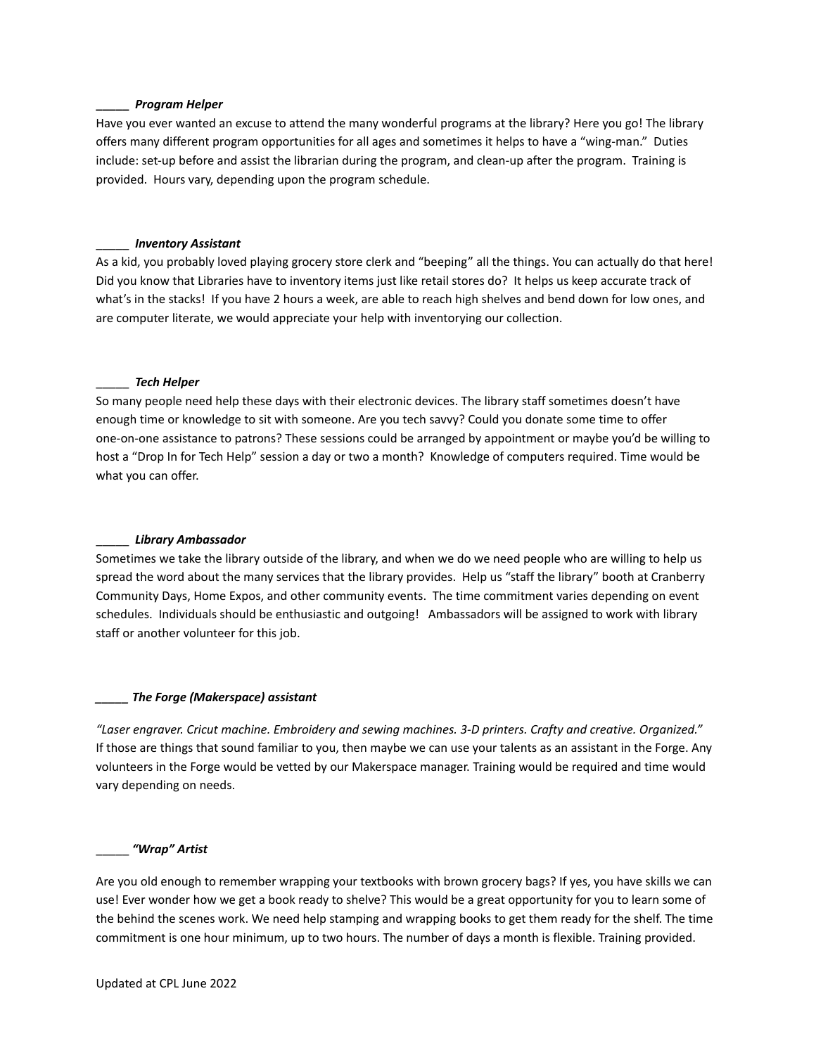**_____ *Program Helper***

Have you ever wanted an excuse to attend the many wonderful programs at the library? Here you go! The library offers many different program opportunities for all ages and sometimes it helps to have a "wing-man." Duties include: set-up before and assist the librarian during the program, and clean-up after the program. Training is provided. Hours vary, depending upon the program schedule.

_____ ***Inventory Assistant***

As a kid, you probably loved playing grocery store clerk and "beeping" all the things. You can actually do that here! Did you know that Libraries have to inventory items just like retail stores do? It helps us keep accurate track of what's in the stacks! If you have 2 hours a week, are able to reach high shelves and bend down for low ones, and are computer literate, we would appreciate your help with inventorying our collection.

_____ ***Tech Helper***

So many people need help these days with their electronic devices. The library staff sometimes doesn't have enough time or knowledge to sit with someone. Are you tech savvy? Could you donate some time to offer one-on-one assistance to patrons? These sessions could be arranged by appointment or maybe you'd be willing to host a "Drop In for Tech Help" session a day or two a month? Knowledge of computers required. Time would be what you can offer.

_____ ***Library Ambassador***

Sometimes we take the library outside of the library, and when we do we need people who are willing to help us spread the word about the many services that the library provides. Help us "staff the library" booth at Cranberry Community Days, Home Expos, and other community events. The time commitment varies depending on event schedules. Individuals should be enthusiastic and outgoing! Ambassadors will be assigned to work with library staff or another volunteer for this job.

**_____ *The Forge (Makerspace) assistant***

*"Laser engraver. Cricut machine. Embroidery and sewing machines. 3-D printers. Crafty and creative. Organized."* If those are things that sound familiar to you, then maybe we can use your talents as an assistant in the Forge. Any volunteers in the Forge would be vetted by our Makerspace manager. Training would be required and time would vary depending on needs.

_____ ***"Wrap" Artist***

Are you old enough to remember wrapping your textbooks with brown grocery bags? If yes, you have skills we can use! Ever wonder how we get a book ready to shelve? This would be a great opportunity for you to learn some of the behind the scenes work. We need help stamping and wrapping books to get them ready for the shelf. The time commitment is one hour minimum, up to two hours. The number of days a month is flexible. Training provided.

Updated at CPL June 2022